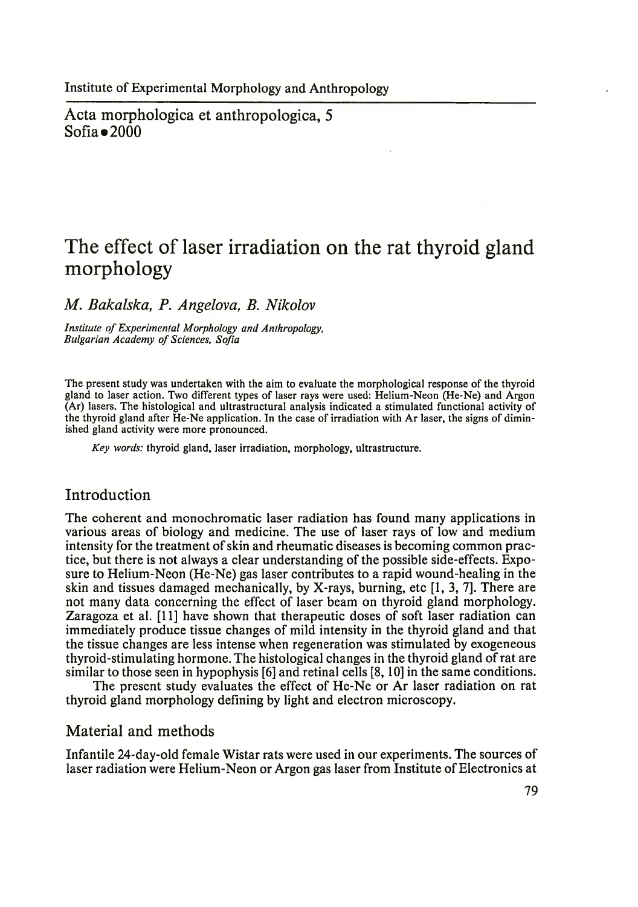# The effect of laser irradiation on the rat thyroid gland morphology

*M. Bakalska, P. Angelova, B. Nikolov*

*Institute of Experimental Morphology and Anthropology, Bulgarian Academy of Sciences, Sofia*

The present study was undertaken with the aim to evaluate the morphological response of the thyroid gland to laser action. Two different types of laser rays were used: Helium-Neon (He-Ne) and Argon (Ar) lasers. The histological and ultrastructural analysis indicated a stimulated functional activity of the thyroid gland after He-Ne application. In the case of irradiation with Ar laser, the signs of diminished gland activity were more pronounced.

*Key words:* thyroid gland, laser irradiation, morphology, ultrastructure.

## Introduction

The coherent and monochromatic laser radiation has found many applications in various areas of biology and medicine. The use of laser rays of low and medium intensity for the treatment of skin and rheumatic diseases is becoming common practice, but there is not always a clear understanding of the possible side-effects. Exposure to Helium-Neon (He-Ne) gas laser contributes to a rapid wound-healing in the skin and tissues damaged mechanically, by X-rays, burning, etc [1, 3, 7]. There are not many data concerning the effect of laser beam on thyroid gland morphology. Zaragoza et al. [11] have shown that therapeutic doses of soft laser radiation can immediately produce tissue changes of mild intensity in the thyroid gland and that the tissue changes are less intense when regeneration was stimulated by exogeneous thyroid-stimulating hormone. The histological changes in the thyroid gland of rat are similar to those seen in hypophysis [6] and retinal cells [8, 10] in the same conditions.

The present study evaluates the effect of He-Ne or Ar laser radiation on rat thyroid gland morphology defining by light and electron microscopy.

## Material and methods

Infantile 24-day-old female Wistar rats were used in our experiments. The sources of laser radiation were Helium-Neon or Argon gas laser from Institute of Electronics at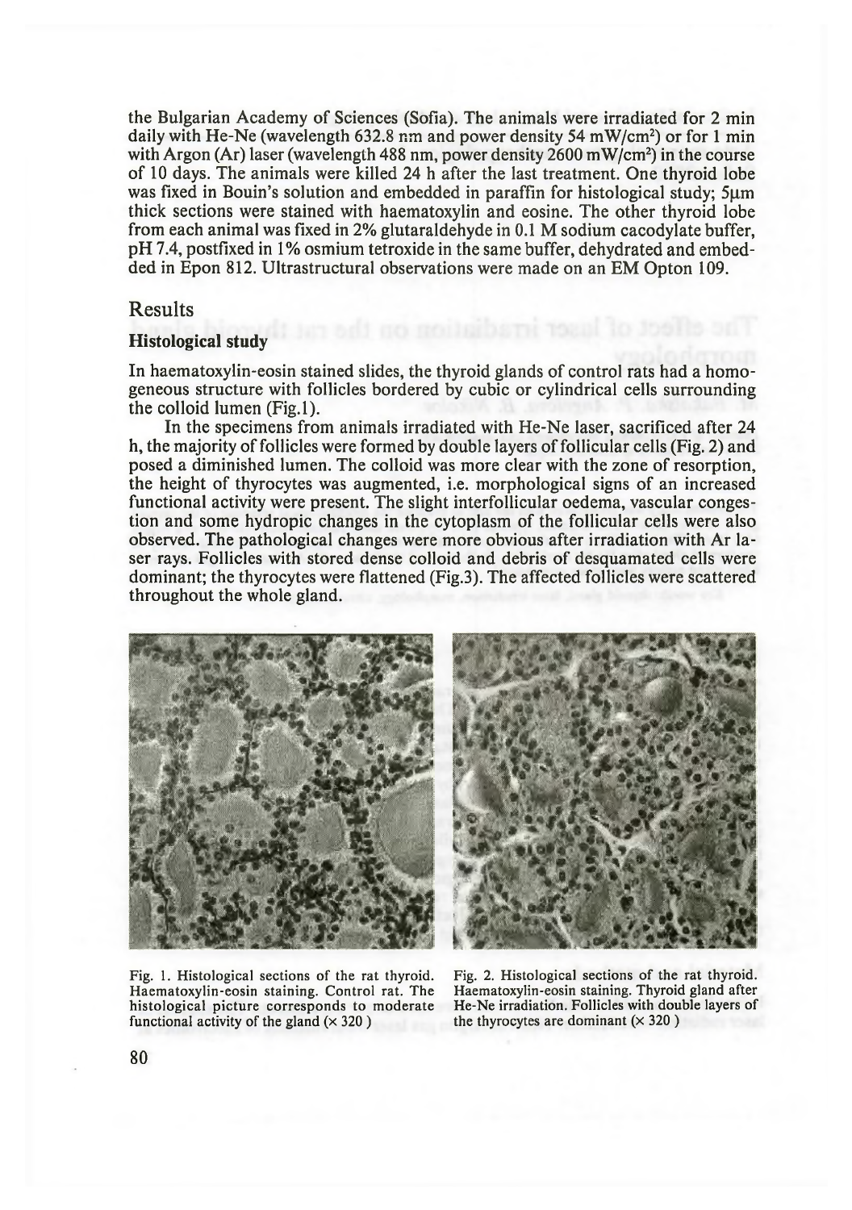the Bulgarian Academy of Sciences (Sofia). The animals were irradiated for 2 min daily with He-Ne (wavelength 632.8 nm and power density 54 mW/cm$^2$) or for 1 min with Argon (Ar) laser (wavelength 488 nm, power density 2600 mW/cm$^2$) in the course of 10 days. The animals were killed 24 h after the last treatment. One thyroid lobe was fixed in Bouin's solution and embedded in paraffin for histological study; 5μm thick sections were stained with haematoxylin and eosine. The other thyroid lobe from each animal was fixed in 2% glutaraldehyde in 0.1 M sodium cacodylate buffer, pH 7.4, postfixed in 1% osmium tetroxide in the same buffer, dehydrated and embedded in Epon 812. Ultrastructural observations were made on an EM Opton 109.

## Results

### Histological study

In haematoxylin-eosin stained slides, the thyroid glands of control rats had a homogeneous structure with follicles bordered by cubic or cylindrical cells surrounding the colloid lumen (Fig.1).

In the specimens from animals irradiated with He-Ne laser, sacrificed after 24 h, the majority of follicles were formed by double layers of follicular cells (Fig. 2) and posed a diminished lumen. The colloid was more clear with the zone of resorption, the height of thyrocytes was augmented, i.e. morphological signs of an increased functional activity were present. The slight interfollicular oedema, vascular congestion and some hydropic changes in the cytoplasm of the follicular cells were also observed. The pathological changes were more obvious after irradiation with Ar laser rays. Follicles with stored dense colloid and debris of desquamated cells were dominant; the thyrocytes were flattened (Fig.3). The affected follicles were scattered throughout the whole gland.

Fig. 1. Histological sections of the rat thyroid. Haematoxylin-eosin staining. Control rat. The histological picture corresponds to moderate functional activity of the gland (× 320 )

Fig. 2. Histological sections of the rat thyroid. Haematoxylin-eosin staining. Thyroid gland after He-Ne irradiation. Follicles with double layers of the thyrocytes are dominant (× 320 )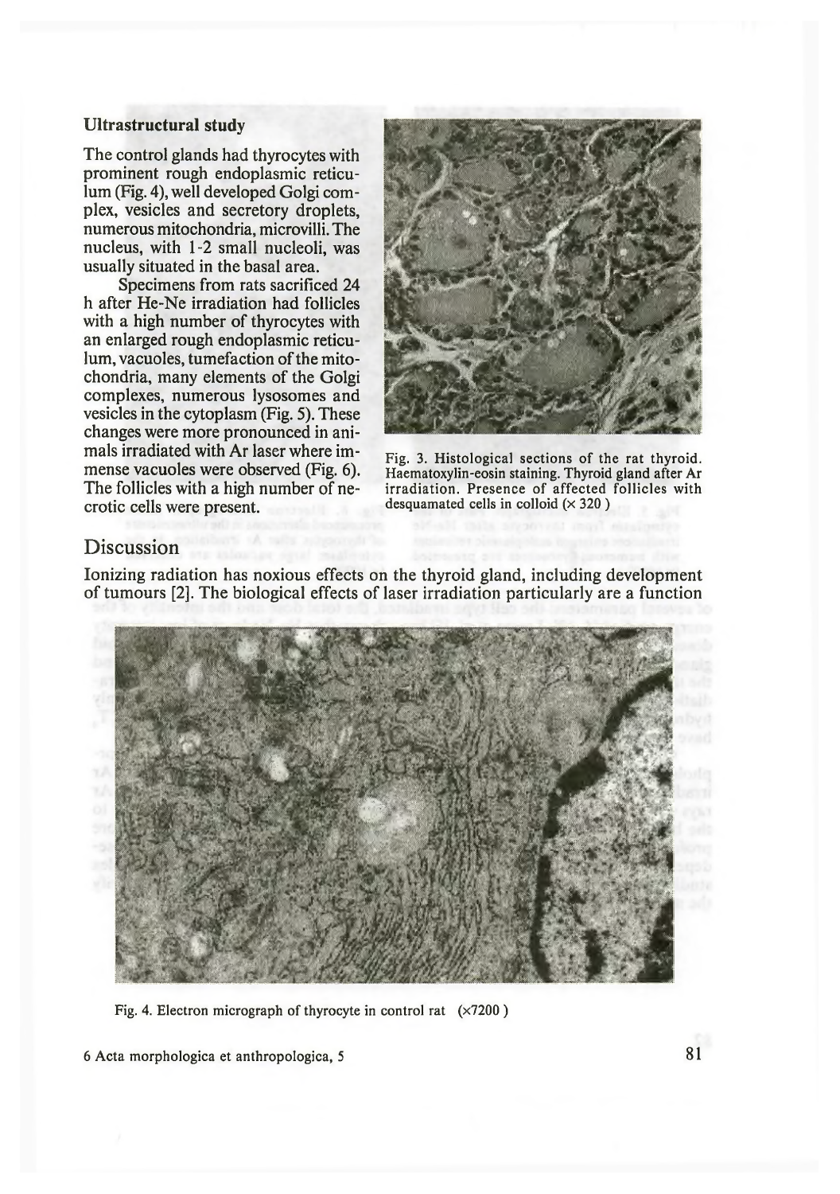### Ultrastructural study

The control glands had thyrocytes with prominent rough endoplasmic reticulum (Fig. 4), well developed Golgi complex, vesicles and secretory droplets, numerous mitochondria, microvilli. The nucleus, with 1-2 small nucleoli, was usually situated in the basal area.

Specimens from rats sacrificed 24 h after He-Ne irradiation had follicles with a high number of thyrocytes with an enlarged rough endoplasmic reticulum, vacuoles, tumefaction of the mitochondria, many elements of the Golgi complexes, numerous lysosomes and vesicles in the cytoplasm (Fig. 5). These changes were more pronounced in animals irradiated with Ar laser where immense vacuoles were observed (Fig. 6). The follicles with a high number of necrotic cells were present.

Fig. 3. Histological sections of the rat thyroid. Haematoxylin-eosin staining. Thyroid gland after Ar irradiation. Presence of affected follicles with desquamated cells in colloid (× 320 )

## Discussion

Ionizing radiation has noxious effects on the thyroid gland, including development of tumours [2]. The biological effects of laser irradiation particularly are a function

Fig. 4. Electron micrograph of thyrocyte in control rat (×7200 )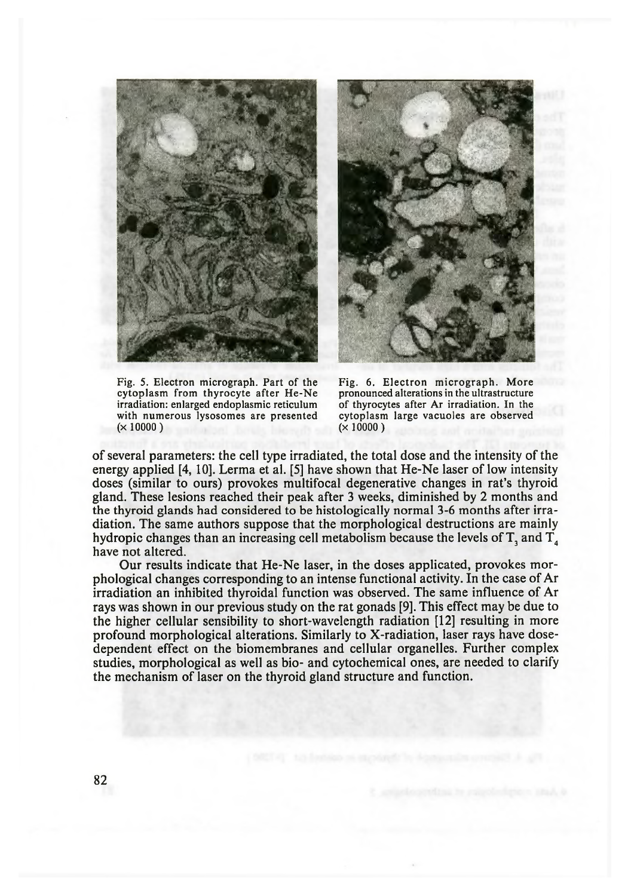Fig. 5. Electron micrograph. Part of the cytoplasm from thyrocyte after He-Ne irradiation: enlarged endoplasmic reticulum with numerous lysosomes are presented (× 10000 )

Fig. 6. Electron micrograph. More pronounced alterations in the ultrastructure of thyrocytes after Ar irradiation. In the cytoplasm large vacuoles are observed (× 10000 )

of several parameters: the cell type irradiated, the total dose and the intensity of the energy applied [4, 10]. Lerma et al. [5] have shown that He-Ne laser of low intensity doses (similar to ours) provokes multifocal degenerative changes in rat's thyroid gland. These lesions reached their peak after 3 weeks, diminished by 2 months and the thyroid glands had considered to be histologically normal 3-6 months after irradiation. The same authors suppose that the morphological destructions are mainly hydropic changes than an increasing cell metabolism because the levels of $T_3$ and $T_4$ have not altered.

Our results indicate that He-Ne laser, in the doses applicated, provokes morphological changes corresponding to an intense functional activity. In the case of Ar irradiation an inhibited thyroidal function was observed. The same influence of Ar rays was shown in our previous study on the rat gonads [9]. This effect may be due to the higher cellular sensibility to short-wavelength radiation [12] resulting in more profound morphological alterations. Similarly to X-radiation, laser rays have dose-dependent effect on the biomembranes and cellular organelles. Further complex studies, morphological as well as bio- and cytochemical ones, are needed to clarify the mechanism of laser on the thyroid gland structure and function.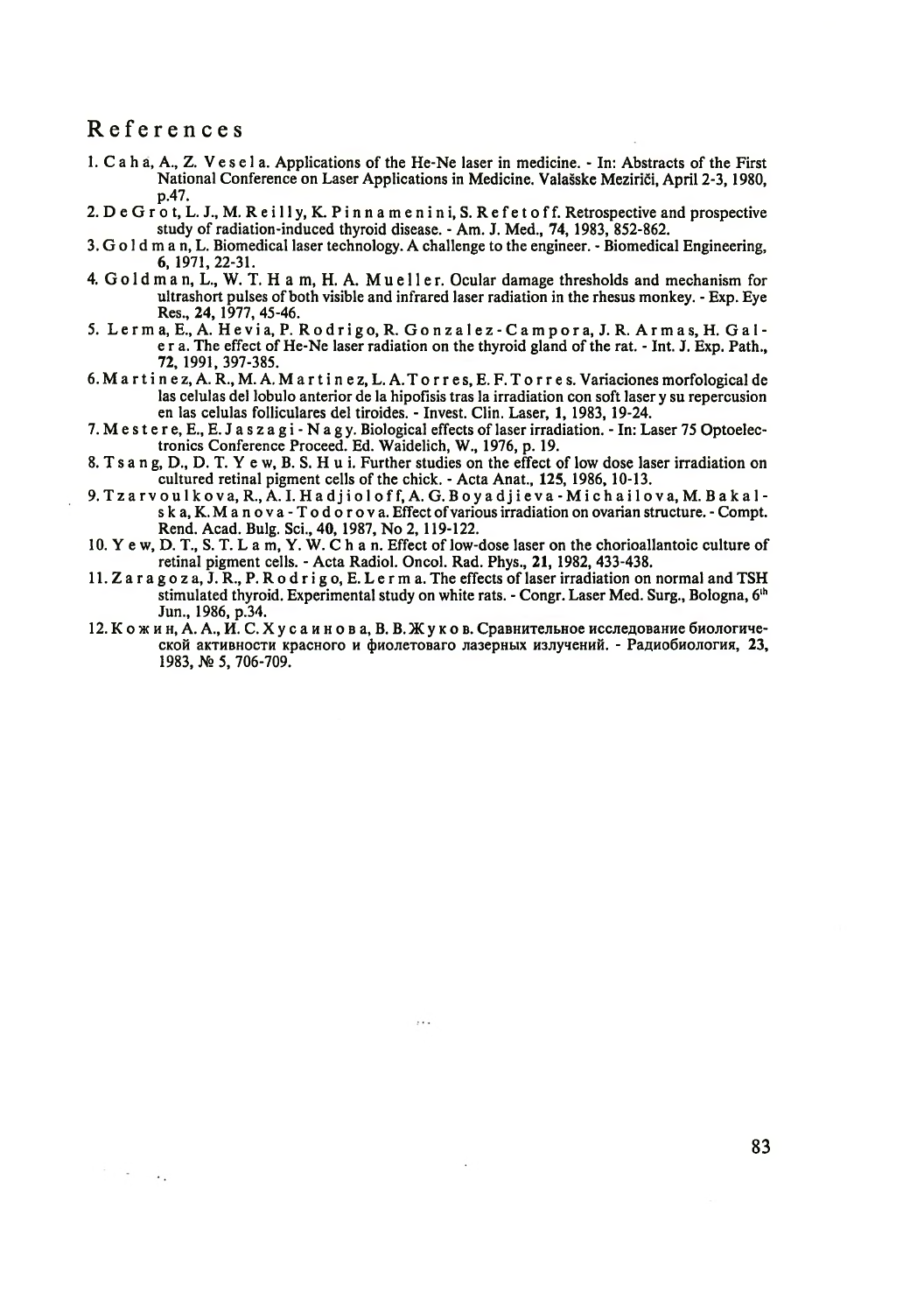## References

1. Caha, A., Z. Vesela. Applications of the He-Ne laser in medicine. - In: Abstracts of the First National Conference on Laser Applications in Medicine. Valašske Meziriči, April 2-3, 1980, p.47.
2. DeGrot, L. J., M. Reilly, K. Pinnamenini, S. Refetoff. Retrospective and prospective study of radiation-induced thyroid disease. - Am. J. Med., **74**, 1983, 852-862.
3. Goldman, L. Biomedical laser technology. A challenge to the engineer. - Biomedical Engineering, **6**, 1971, 22-31.
4. Goldman, L., W. T. Ham, H. A. Mueller. Ocular damage thresholds and mechanism for ultrashort pulses of both visible and infrared laser radiation in the rhesus monkey. - Exp. Eye Res., **24**, 1977, 45-46.
5. Lerma, E., A. Hevia, P. Rodrigo, R. Gonzalez-Campora, J. R. Armas, H. Galera. The effect of He-Ne laser radiation on the thyroid gland of the rat. - Int. J. Exp. Path., **72**, 1991, 397-385.
6. Martinez, A. R., M. A. Martinez, L. A. Torres, E. F. Torres. Variaciones morfological de las celulas del lobulo anterior de la hipofisis tras la irradiation con soft laser y su repercusion en las celulas folliculares del tiroides. - Invest. Clin. Laser, **1**, 1983, 19-24.
7. Mestere, E., E. Jaszagi-Nagy. Biological effects of laser irradiation. - In: Laser 75 Optoelectronics Conference Proceed. Ed. Waidelich, W., 1976, p. 19.
8. Tsang, D., D. T. Yew, B. S. Hui. Further studies on the effect of low dose laser irradiation on cultured retinal pigment cells of the chick. - Acta Anat., **125**, 1986, 10-13.
9. Tzarvoulkova, R., A. I. Hadjioloff, A. G. Boyadjieva-Michailova, M. Bakalska, K. Manova-Todorova. Effect of various irradiation on ovarian structure. - Compt. Rend. Acad. Bulg. Sci., **40**, 1987, No 2, 119-122.
10. Yew, D. T., S. T. Lam, Y. W. Chan. Effect of low-dose laser on the chorioallantoic culture of retinal pigment cells. - Acta Radiol. Oncol. Rad. Phys., **21**, 1982, 433-438.
11. Zaragoza, J. R., P. Rodrigo, E. Lerma. The effects of laser irradiation on normal and TSH stimulated thyroid. Experimental study on white rats. - Congr. Laser Med. Surg., Bologna, 6th Jun., 1986, p.34.
12. Кожин, А. А., И. С. Хусаинова, В. В. Жуков. Сравнительное исследование биологической активности красного и фиолетоваго лазерных излучений. - Радиобиология, **23**, 1983, № 5, 706-709.